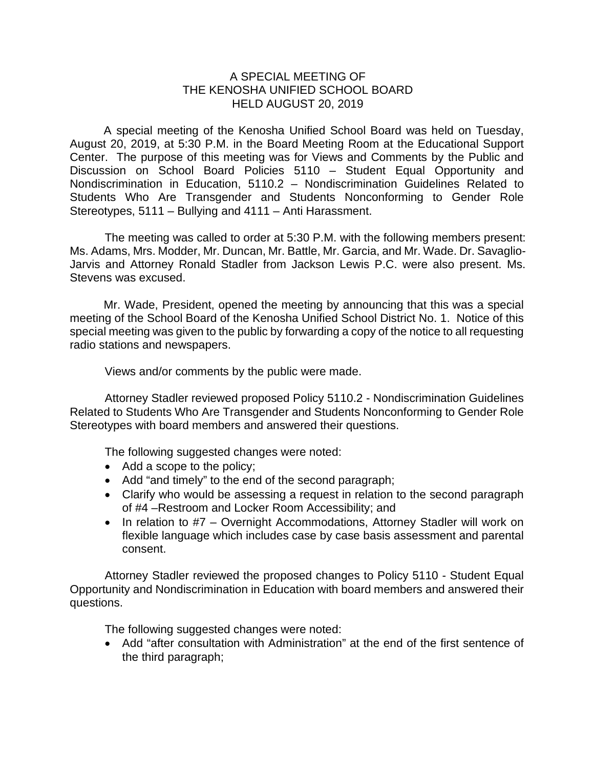# A SPECIAL MEETING OF
# THE KENOSHA UNIFIED SCHOOL BOARD
# HELD AUGUST 20, 2019

A special meeting of the Kenosha Unified School Board was held on Tuesday, August 20, 2019, at 5:30 P.M. in the Board Meeting Room at the Educational Support Center. The purpose of this meeting was for Views and Comments by the Public and Discussion on School Board Policies 5110 – Student Equal Opportunity and Nondiscrimination in Education, 5110.2 – Nondiscrimination Guidelines Related to Students Who Are Transgender and Students Nonconforming to Gender Role Stereotypes, 5111 – Bullying and 4111 – Anti Harassment.

The meeting was called to order at 5:30 P.M. with the following members present: Ms. Adams, Mrs. Modder, Mr. Duncan, Mr. Battle, Mr. Garcia, and Mr. Wade. Dr. Savaglio-Jarvis and Attorney Ronald Stadler from Jackson Lewis P.C. were also present. Ms. Stevens was excused.

Mr. Wade, President, opened the meeting by announcing that this was a special meeting of the School Board of the Kenosha Unified School District No. 1. Notice of this special meeting was given to the public by forwarding a copy of the notice to all requesting radio stations and newspapers.

Views and/or comments by the public were made.

Attorney Stadler reviewed proposed Policy 5110.2 - Nondiscrimination Guidelines Related to Students Who Are Transgender and Students Nonconforming to Gender Role Stereotypes with board members and answered their questions.

The following suggested changes were noted:

- Add a scope to the policy;
- Add "and timely" to the end of the second paragraph;
- Clarify who would be assessing a request in relation to the second paragraph of #4 –Restroom and Locker Room Accessibility; and
- In relation to #7 – Overnight Accommodations, Attorney Stadler will work on flexible language which includes case by case basis assessment and parental consent.

Attorney Stadler reviewed the proposed changes to Policy 5110 - Student Equal Opportunity and Nondiscrimination in Education with board members and answered their questions.

The following suggested changes were noted:

- Add "after consultation with Administration" at the end of the first sentence of the third paragraph;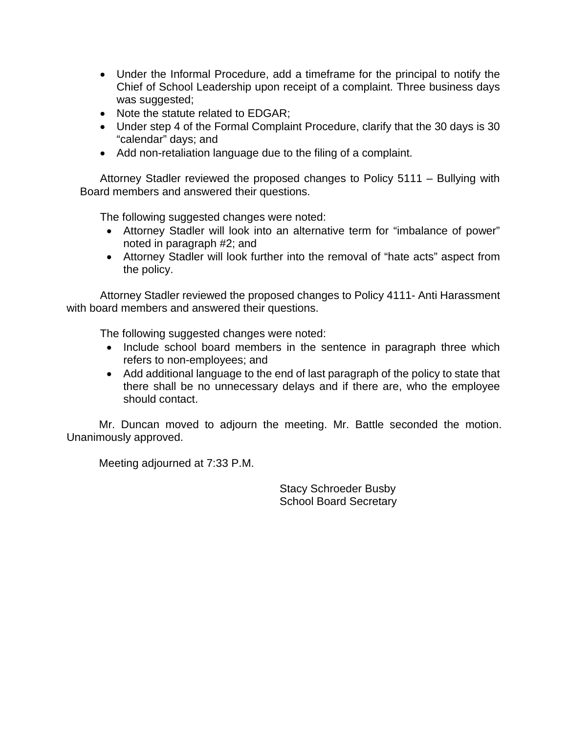- Under the Informal Procedure, add a timeframe for the principal to notify the Chief of School Leadership upon receipt of a complaint. Three business days was suggested;
- Note the statute related to EDGAR;
- Under step 4 of the Formal Complaint Procedure, clarify that the 30 days is 30 "calendar" days; and
- Add non-retaliation language due to the filing of a complaint.

Attorney Stadler reviewed the proposed changes to Policy 5111 – Bullying with Board members and answered their questions.

The following suggested changes were noted:

- Attorney Stadler will look into an alternative term for "imbalance of power" noted in paragraph #2; and
- Attorney Stadler will look further into the removal of "hate acts" aspect from the policy.

Attorney Stadler reviewed the proposed changes to Policy 4111- Anti Harassment with board members and answered their questions.

The following suggested changes were noted:

- Include school board members in the sentence in paragraph three which refers to non-employees; and
- Add additional language to the end of last paragraph of the policy to state that there shall be no unnecessary delays and if there are, who the employee should contact.

Mr. Duncan moved to adjourn the meeting. Mr. Battle seconded the motion. Unanimously approved.

Meeting adjourned at 7:33 P.M.

Stacy Schroeder Busby
School Board Secretary